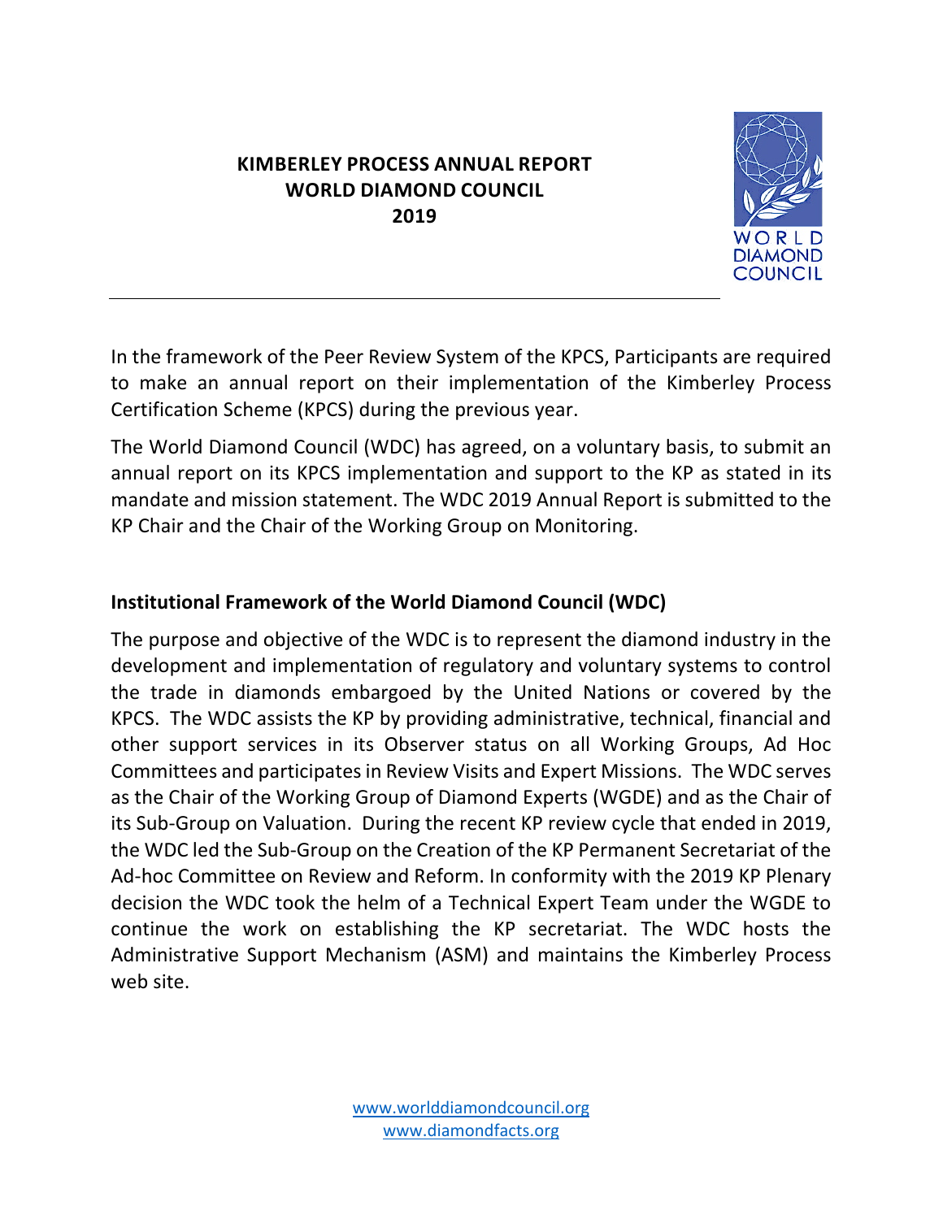# KIMBERLEY PROCESS ANNUAL REPORT
# WORLD DIAMOND COUNCIL
# 2019

WORLD DIAMOND COUNCIL

In the framework of the Peer Review System of the KPCS, Participants are required to make an annual report on their implementation of the Kimberley Process Certification Scheme (KPCS) during the previous year.

The World Diamond Council (WDC) has agreed, on a voluntary basis, to submit an annual report on its KPCS implementation and support to the KP as stated in its mandate and mission statement. The WDC 2019 Annual Report is submitted to the KP Chair and the Chair of the Working Group on Monitoring.

## Institutional Framework of the World Diamond Council (WDC)

The purpose and objective of the WDC is to represent the diamond industry in the development and implementation of regulatory and voluntary systems to control the trade in diamonds embargoed by the United Nations or covered by the KPCS. The WDC assists the KP by providing administrative, technical, financial and other support services in its Observer status on all Working Groups, Ad Hoc Committees and participates in Review Visits and Expert Missions. The WDC serves as the Chair of the Working Group of Diamond Experts (WGDE) and as the Chair of its Sub-Group on Valuation. During the recent KP review cycle that ended in 2019, the WDC led the Sub-Group on the Creation of the KP Permanent Secretariat of the Ad-hoc Committee on Review and Reform. In conformity with the 2019 KP Plenary decision the WDC took the helm of a Technical Expert Team under the WGDE to continue the work on establishing the KP secretariat. The WDC hosts the Administrative Support Mechanism (ASM) and maintains the Kimberley Process web site.

www.worlddiamondcouncil.org
www.diamondfacts.org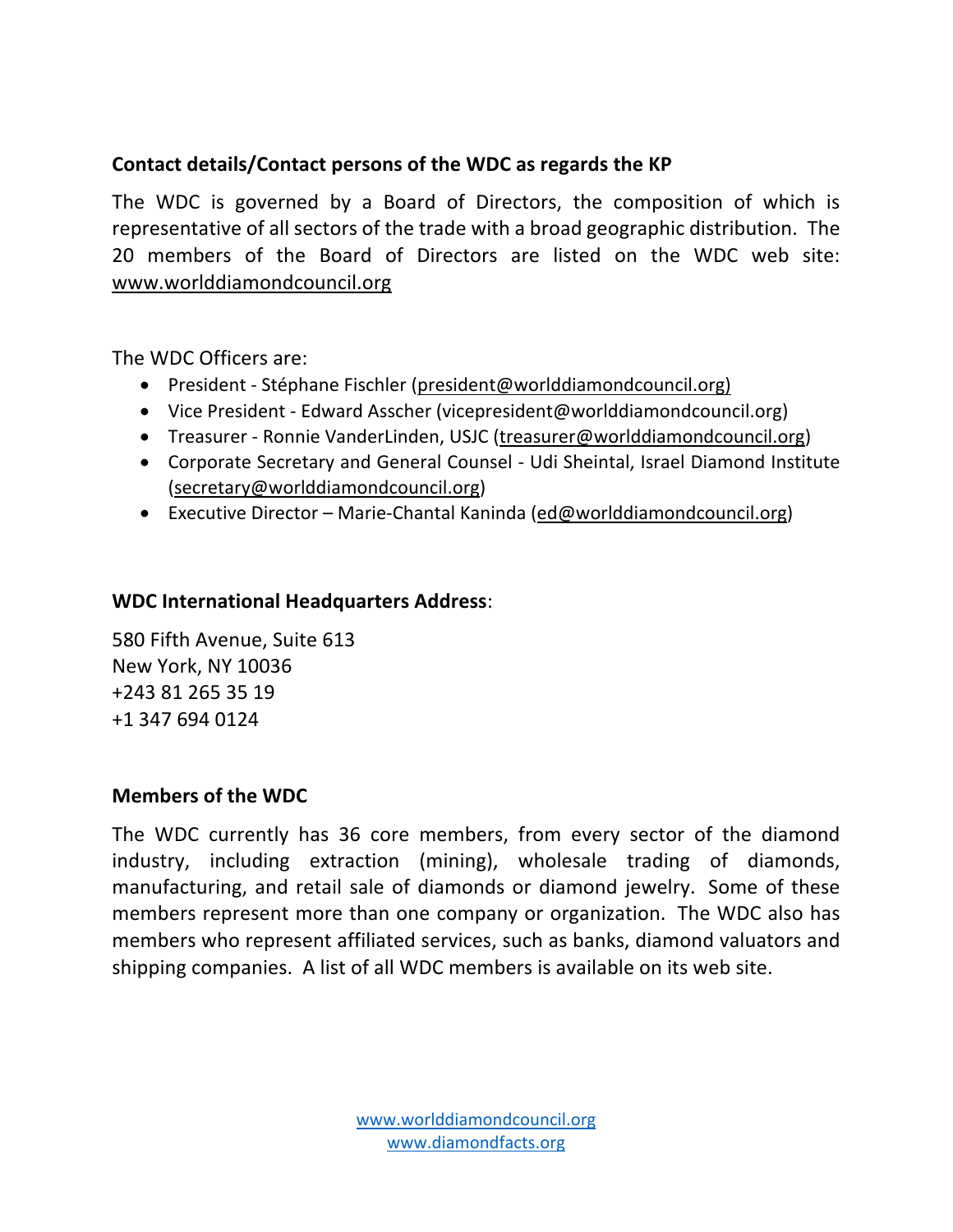## Contact details/Contact persons of the WDC as regards the KP

The WDC is governed by a Board of Directors, the composition of which is representative of all sectors of the trade with a broad geographic distribution. The 20 members of the Board of Directors are listed on the WDC web site: www.worlddiamondcouncil.org

The WDC Officers are:

- President - Stéphane Fischler (president@worlddiamondcouncil.org)
- Vice President - Edward Asscher (vicepresident@worlddiamondcouncil.org)
- Treasurer - Ronnie VanderLinden, USJC (treasurer@worlddiamondcouncil.org)
- Corporate Secretary and General Counsel - Udi Sheintal, Israel Diamond Institute (secretary@worlddiamondcouncil.org)
- Executive Director – Marie-Chantal Kaninda (ed@worlddiamondcouncil.org)

## WDC International Headquarters Address:

580 Fifth Avenue, Suite 613
New York, NY 10036
+243 81 265 35 19
+1 347 694 0124

## Members of the WDC

The WDC currently has 36 core members, from every sector of the diamond industry, including extraction (mining), wholesale trading of diamonds, manufacturing, and retail sale of diamonds or diamond jewelry. Some of these members represent more than one company or organization. The WDC also has members who represent affiliated services, such as banks, diamond valuators and shipping companies. A list of all WDC members is available on its web site.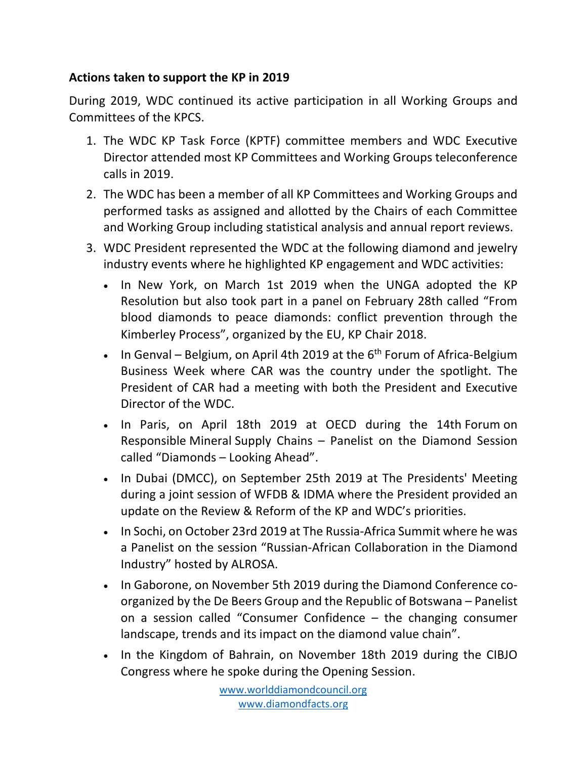**Actions taken to support the KP in 2019**

During 2019, WDC continued its active participation in all Working Groups and Committees of the KPCS.

1. The WDC KP Task Force (KPTF) committee members and WDC Executive Director attended most KP Committees and Working Groups teleconference calls in 2019.
2. The WDC has been a member of all KP Committees and Working Groups and performed tasks as assigned and allotted by the Chairs of each Committee and Working Group including statistical analysis and annual report reviews.
3. WDC President represented the WDC at the following diamond and jewelry industry events where he highlighted KP engagement and WDC activities:
   - In New York, on March 1st 2019 when the UNGA adopted the KP Resolution but also took part in a panel on February 28th called "From blood diamonds to peace diamonds: conflict prevention through the Kimberley Process", organized by the EU, KP Chair 2018.
   - In Genval – Belgium, on April 4th 2019 at the 6th Forum of Africa-Belgium Business Week where CAR was the country under the spotlight. The President of CAR had a meeting with both the President and Executive Director of the WDC.
   - In Paris, on April 18th 2019 at OECD during the 14th Forum on Responsible Mineral Supply Chains – Panelist on the Diamond Session called "Diamonds – Looking Ahead".
   - In Dubai (DMCC), on September 25th 2019 at The Presidents' Meeting during a joint session of WFDB & IDMA where the President provided an update on the Review & Reform of the KP and WDC's priorities.
   - In Sochi, on October 23rd 2019 at The Russia-Africa Summit where he was a Panelist on the session "Russian-African Collaboration in the Diamond Industry" hosted by ALROSA.
   - In Gaborone, on November 5th 2019 during the Diamond Conference co-organized by the De Beers Group and the Republic of Botswana – Panelist on a session called "Consumer Confidence – the changing consumer landscape, trends and its impact on the diamond value chain".
   - In the Kingdom of Bahrain, on November 18th 2019 during the CIBJO Congress where he spoke during the Opening Session.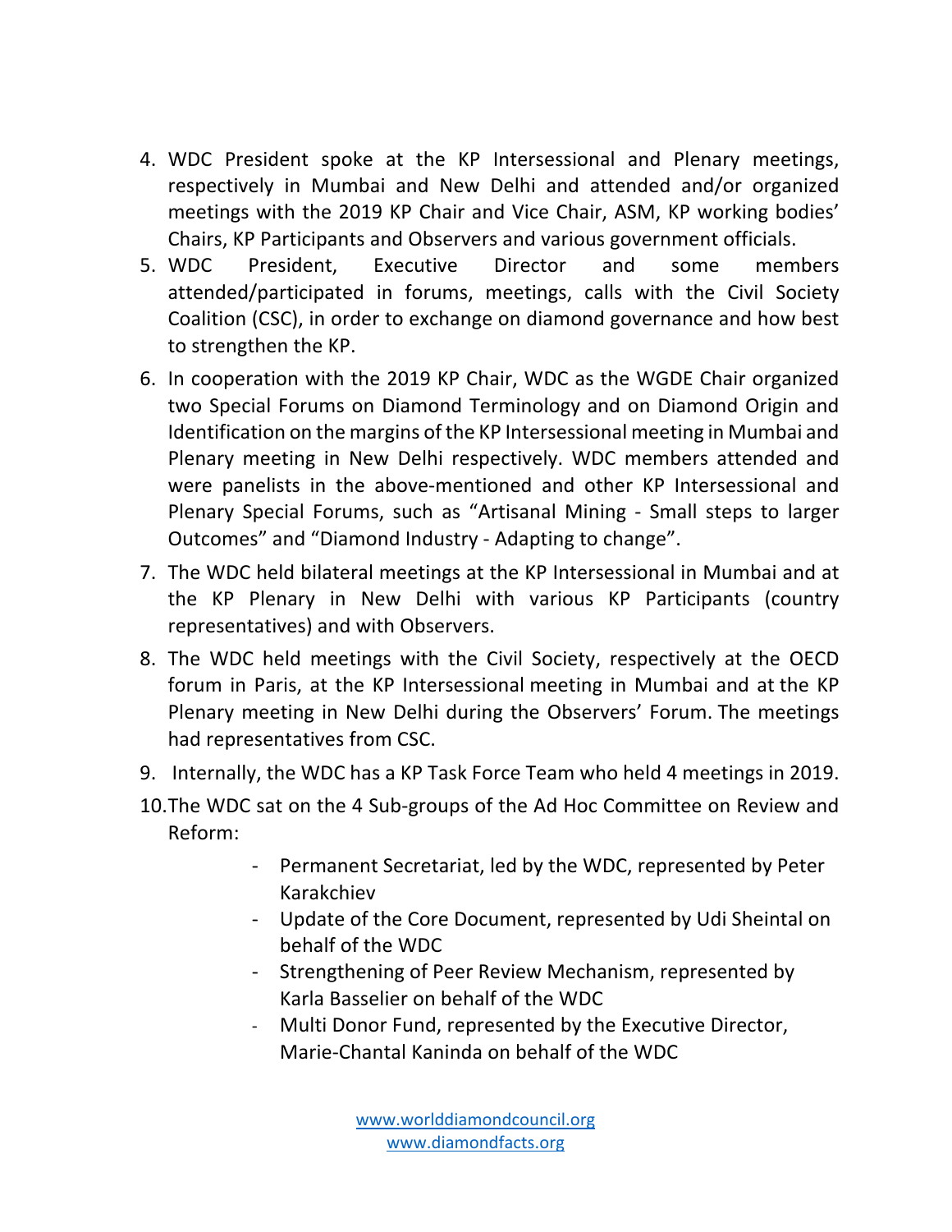4. WDC President spoke at the KP Intersessional and Plenary meetings, respectively in Mumbai and New Delhi and attended and/or organized meetings with the 2019 KP Chair and Vice Chair, ASM, KP working bodies' Chairs, KP Participants and Observers and various government officials.
5. WDC President, Executive Director and some members attended/participated in forums, meetings, calls with the Civil Society Coalition (CSC), in order to exchange on diamond governance and how best to strengthen the KP.
6. In cooperation with the 2019 KP Chair, WDC as the WGDE Chair organized two Special Forums on Diamond Terminology and on Diamond Origin and Identification on the margins of the KP Intersessional meeting in Mumbai and Plenary meeting in New Delhi respectively. WDC members attended and were panelists in the above-mentioned and other KP Intersessional and Plenary Special Forums, such as "Artisanal Mining - Small steps to larger Outcomes" and "Diamond Industry - Adapting to change".
7. The WDC held bilateral meetings at the KP Intersessional in Mumbai and at the KP Plenary in New Delhi with various KP Participants (country representatives) and with Observers.
8. The WDC held meetings with the Civil Society, respectively at the OECD forum in Paris, at the KP Intersessional meeting in Mumbai and at the KP Plenary meeting in New Delhi during the Observers' Forum. The meetings had representatives from CSC.
9. Internally, the WDC has a KP Task Force Team who held 4 meetings in 2019.
10. The WDC sat on the 4 Sub-groups of the Ad Hoc Committee on Review and Reform:
    - Permanent Secretariat, led by the WDC, represented by Peter Karakchiev
    - Update of the Core Document, represented by Udi Sheintal on behalf of the WDC
    - Strengthening of Peer Review Mechanism, represented by Karla Basselier on behalf of the WDC
    - Multi Donor Fund, represented by the Executive Director, Marie-Chantal Kaninda on behalf of the WDC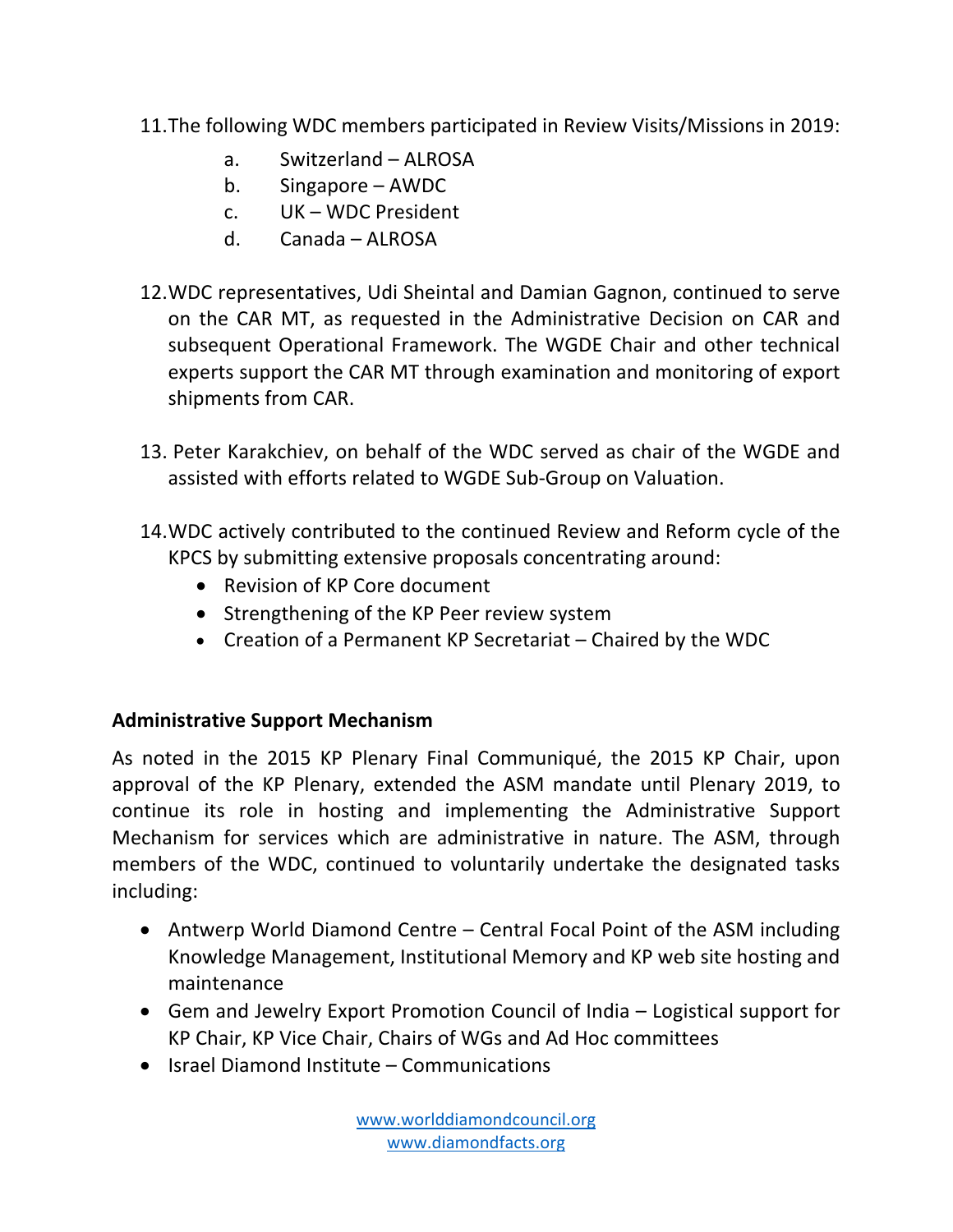11. The following WDC members participated in Review Visits/Missions in 2019:
    a. Switzerland – ALROSA
    b. Singapore – AWDC
    c. UK – WDC President
    d. Canada – ALROSA

12. WDC representatives, Udi Sheintal and Damian Gagnon, continued to serve on the CAR MT, as requested in the Administrative Decision on CAR and subsequent Operational Framework. The WGDE Chair and other technical experts support the CAR MT through examination and monitoring of export shipments from CAR.

13. Peter Karakchiev, on behalf of the WDC served as chair of the WGDE and assisted with efforts related to WGDE Sub-Group on Valuation.

14. WDC actively contributed to the continued Review and Reform cycle of the KPCS by submitting extensive proposals concentrating around:
    - Revision of KP Core document
    - Strengthening of the KP Peer review system
    - Creation of a Permanent KP Secretariat – Chaired by the WDC

**Administrative Support Mechanism**

As noted in the 2015 KP Plenary Final Communiqué, the 2015 KP Chair, upon approval of the KP Plenary, extended the ASM mandate until Plenary 2019, to continue its role in hosting and implementing the Administrative Support Mechanism for services which are administrative in nature. The ASM, through members of the WDC, continued to voluntarily undertake the designated tasks including:

- Antwerp World Diamond Centre – Central Focal Point of the ASM including Knowledge Management, Institutional Memory and KP web site hosting and maintenance
- Gem and Jewelry Export Promotion Council of India – Logistical support for KP Chair, KP Vice Chair, Chairs of WGs and Ad Hoc committees
- Israel Diamond Institute – Communications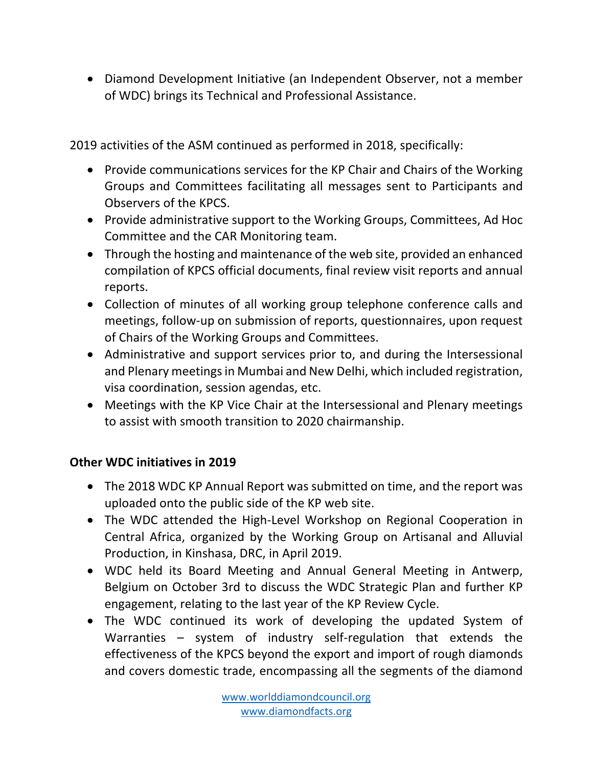- Diamond Development Initiative (an Independent Observer, not a member of WDC) brings its Technical and Professional Assistance.

2019 activities of the ASM continued as performed in 2018, specifically:

- Provide communications services for the KP Chair and Chairs of the Working Groups and Committees facilitating all messages sent to Participants and Observers of the KPCS.
- Provide administrative support to the Working Groups, Committees, Ad Hoc Committee and the CAR Monitoring team.
- Through the hosting and maintenance of the web site, provided an enhanced compilation of KPCS official documents, final review visit reports and annual reports.
- Collection of minutes of all working group telephone conference calls and meetings, follow-up on submission of reports, questionnaires, upon request of Chairs of the Working Groups and Committees.
- Administrative and support services prior to, and during the Intersessional and Plenary meetings in Mumbai and New Delhi, which included registration, visa coordination, session agendas, etc.
- Meetings with the KP Vice Chair at the Intersessional and Plenary meetings to assist with smooth transition to 2020 chairmanship.

**Other WDC initiatives in 2019**

- The 2018 WDC KP Annual Report was submitted on time, and the report was uploaded onto the public side of the KP web site.
- The WDC attended the High-Level Workshop on Regional Cooperation in Central Africa, organized by the Working Group on Artisanal and Alluvial Production, in Kinshasa, DRC, in April 2019.
- WDC held its Board Meeting and Annual General Meeting in Antwerp, Belgium on October 3rd to discuss the WDC Strategic Plan and further KP engagement, relating to the last year of the KP Review Cycle.
- The WDC continued its work of developing the updated System of Warranties – system of industry self-regulation that extends the effectiveness of the KPCS beyond the export and import of rough diamonds and covers domestic trade, encompassing all the segments of the diamond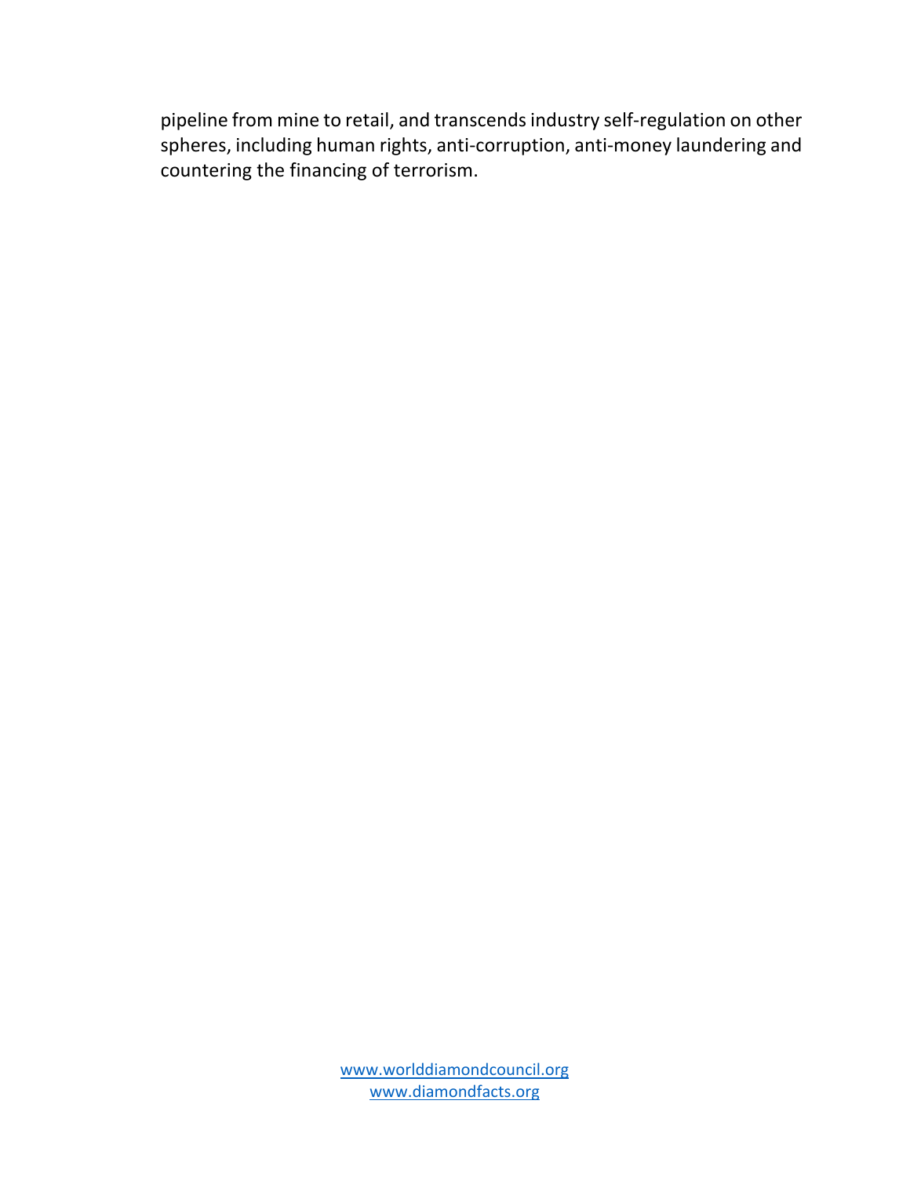pipeline from mine to retail, and transcends industry self-regulation on other spheres, including human rights, anti-corruption, anti-money laundering and countering the financing of terrorism.

www.worlddiamondcouncil.org
www.diamondfacts.org